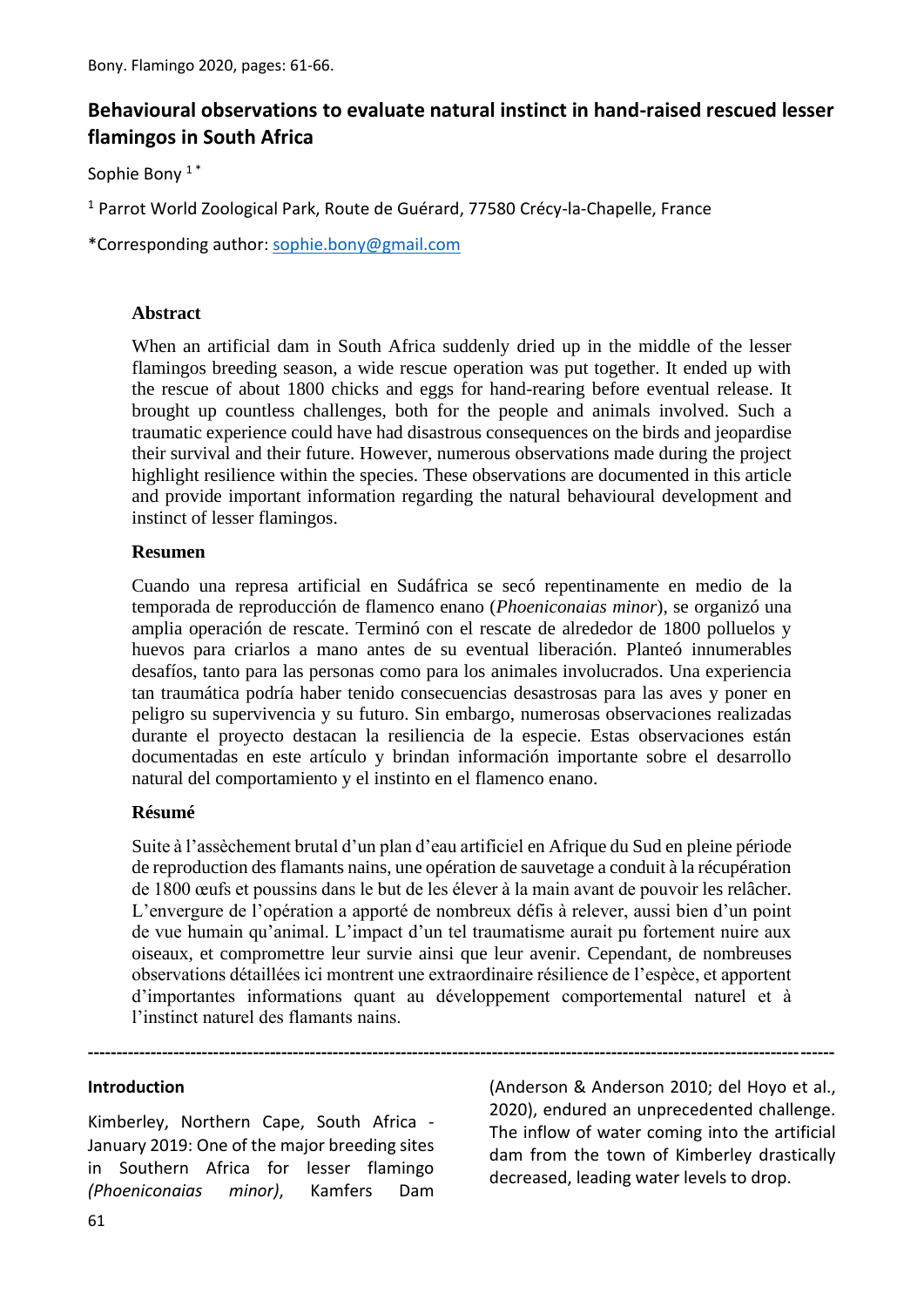# Behavioural observations to evaluate natural instinct in hand-raised rescued lesser flamingos in South Africa

Sophie Bony [1]*

[1] Parrot World Zoological Park, Route de Guérard, 77580 Crécy-la-Chapelle, France

*Corresponding author: sophie.bony@gmail.com

### Abstract

When an artificial dam in South Africa suddenly dried up in the middle of the lesser flamingos breeding season, a wide rescue operation was put together. It ended up with the rescue of about 1800 chicks and eggs for hand-rearing before eventual release. It brought up countless challenges, both for the people and animals involved. Such a traumatic experience could have had disastrous consequences on the birds and jeopardise their survival and their future. However, numerous observations made during the project highlight resilience within the species. These observations are documented in this article and provide important information regarding the natural behavioural development and instinct of lesser flamingos.

### Resumen

Cuando una represa artificial en Sudáfrica se secó repentinamente en medio de la temporada de reproducción de flamenco enano (*Phoeniconaias minor*), se organizó una amplia operación de rescate. Terminó con el rescate de alrededor de 1800 polluelos y huevos para criarlos a mano antes de su eventual liberación. Planteó innumerables desafíos, tanto para las personas como para los animales involucrados. Una experiencia tan traumática podría haber tenido consecuencias desastrosas para las aves y poner en peligro su supervivencia y su futuro. Sin embargo, numerosas observaciones realizadas durante el proyecto destacan la resiliencia de la especie. Estas observaciones están documentadas en este artículo y brindan información importante sobre el desarrollo natural del comportamiento y el instinto en el flamenco enano.

### Résumé

Suite à l'assèchement brutal d'un plan d'eau artificiel en Afrique du Sud en pleine période de reproduction des flamants nains, une opération de sauvetage a conduit à la récupération de 1800 œufs et poussins dans le but de les élever à la main avant de pouvoir les relâcher. L'envergure de l'opération a apporté de nombreux défis à relever, aussi bien d'un point de vue humain qu'animal. L'impact d'un tel traumatisme aurait pu fortement nuire aux oiseaux, et compromettre leur survie ainsi que leur avenir. Cependant, de nombreuses observations détaillées ici montrent une extraordinaire résilience de l'espèce, et apportent d'importantes informations quant au développement comportemental naturel et à l'instinct naturel des flamants nains.

---

## Introduction

Kimberley, Northern Cape, South Africa - January 2019: One of the major breeding sites in Southern Africa for lesser flamingo *(Phoeniconaias minor)*, Kamfers Dam (Anderson & Anderson 2010; del Hoyo et al., 2020), endured an unprecedented challenge. The inflow of water coming into the artificial dam from the town of Kimberley drastically decreased, leading water levels to drop.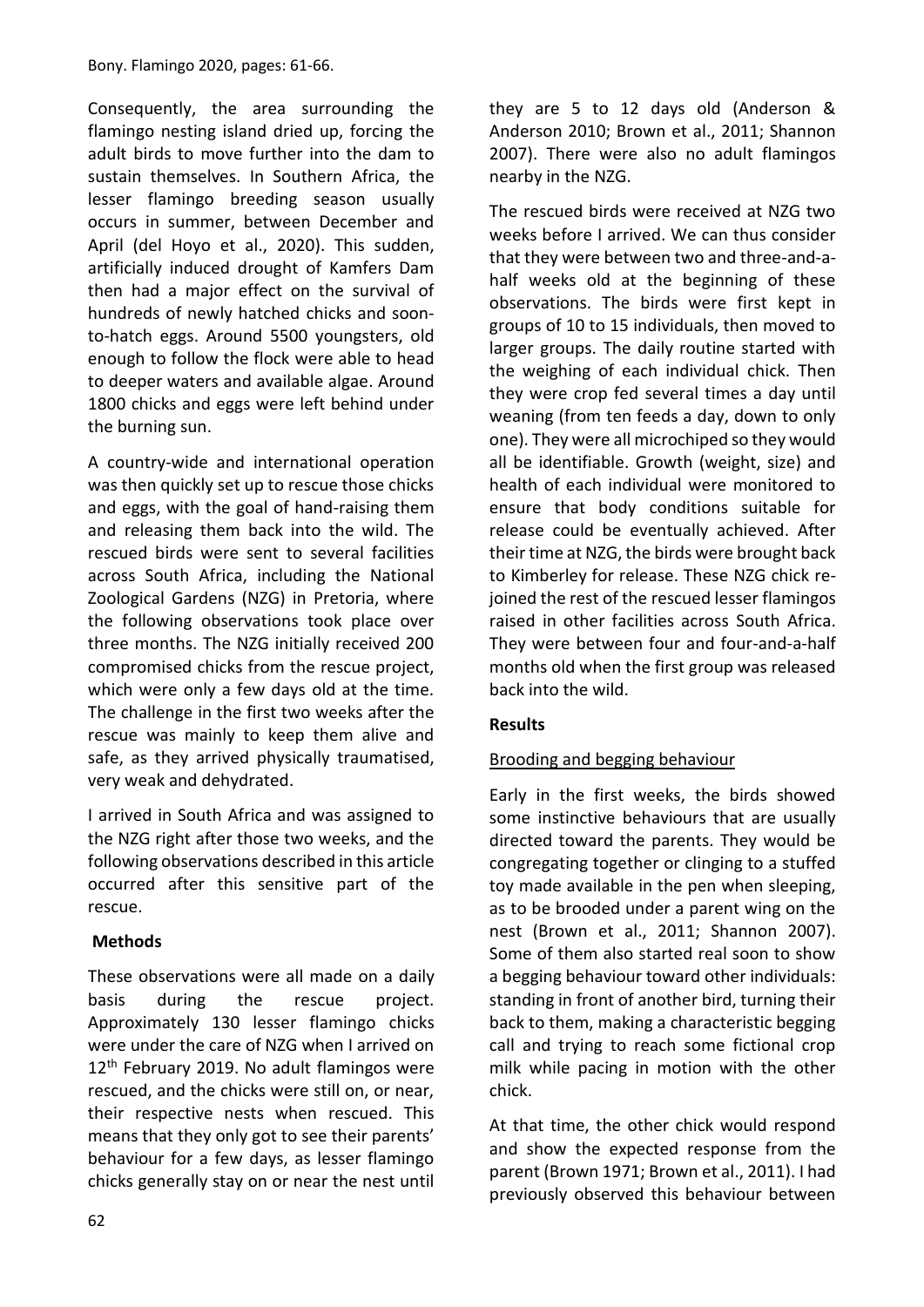Consequently, the area surrounding the flamingo nesting island dried up, forcing the adult birds to move further into the dam to sustain themselves. In Southern Africa, the lesser flamingo breeding season usually occurs in summer, between December and April (del Hoyo et al., 2020). This sudden, artificially induced drought of Kamfers Dam then had a major effect on the survival of hundreds of newly hatched chicks and soon-to-hatch eggs. Around 5500 youngsters, old enough to follow the flock were able to head to deeper waters and available algae. Around 1800 chicks and eggs were left behind under the burning sun.

A country-wide and international operation was then quickly set up to rescue those chicks and eggs, with the goal of hand-raising them and releasing them back into the wild. The rescued birds were sent to several facilities across South Africa, including the National Zoological Gardens (NZG) in Pretoria, where the following observations took place over three months. The NZG initially received 200 compromised chicks from the rescue project, which were only a few days old at the time. The challenge in the first two weeks after the rescue was mainly to keep them alive and safe, as they arrived physically traumatised, very weak and dehydrated.

I arrived in South Africa and was assigned to the NZG right after those two weeks, and the following observations described in this article occurred after this sensitive part of the rescue.

## Methods

These observations were all made on a daily basis during the rescue project. Approximately 130 lesser flamingo chicks were under the care of NZG when I arrived on 12th February 2019. No adult flamingos were rescued, and the chicks were still on, or near, their respective nests when rescued. This means that they only got to see their parents' behaviour for a few days, as lesser flamingo chicks generally stay on or near the nest until they are 5 to 12 days old (Anderson & Anderson 2010; Brown et al., 2011; Shannon 2007). There were also no adult flamingos nearby in the NZG.

The rescued birds were received at NZG two weeks before I arrived. We can thus consider that they were between two and three-and-a-half weeks old at the beginning of these observations. The birds were first kept in groups of 10 to 15 individuals, then moved to larger groups. The daily routine started with the weighing of each individual chick. Then they were crop fed several times a day until weaning (from ten feeds a day, down to only one). They were all microchiped so they would all be identifiable. Growth (weight, size) and health of each individual were monitored to ensure that body conditions suitable for release could be eventually achieved. After their time at NZG, the birds were brought back to Kimberley for release. These NZG chick re-joined the rest of the rescued lesser flamingos raised in other facilities across South Africa. They were between four and four-and-a-half months old when the first group was released back into the wild.

## Results

### Brooding and begging behaviour

Early in the first weeks, the birds showed some instinctive behaviours that are usually directed toward the parents. They would be congregating together or clinging to a stuffed toy made available in the pen when sleeping, as to be brooded under a parent wing on the nest (Brown et al., 2011; Shannon 2007). Some of them also started real soon to show a begging behaviour toward other individuals: standing in front of another bird, turning their back to them, making a characteristic begging call and trying to reach some fictional crop milk while pacing in motion with the other chick.

At that time, the other chick would respond and show the expected response from the parent (Brown 1971; Brown et al., 2011). I had previously observed this behaviour between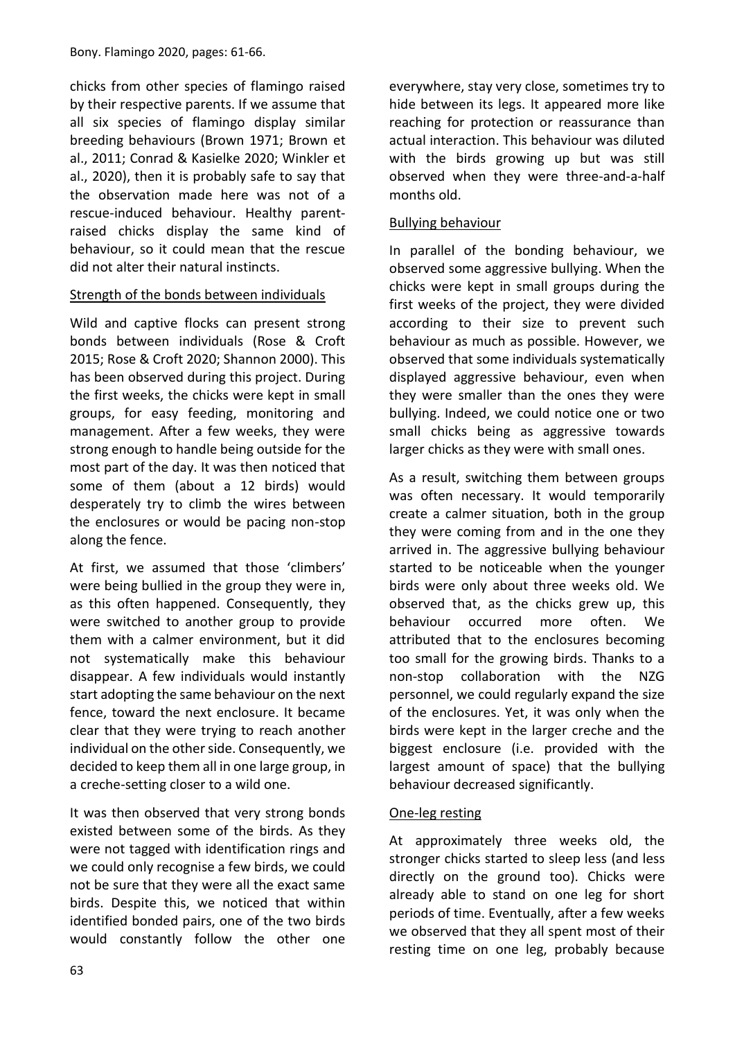chicks from other species of flamingo raised by their respective parents. If we assume that all six species of flamingo display similar breeding behaviours (Brown 1971; Brown et al., 2011; Conrad & Kasielke 2020; Winkler et al., 2020), then it is probably safe to say that the observation made here was not of a rescue-induced behaviour. Healthy parent-raised chicks display the same kind of behaviour, so it could mean that the rescue did not alter their natural instincts.

### Strength of the bonds between individuals

Wild and captive flocks can present strong bonds between individuals (Rose & Croft 2015; Rose & Croft 2020; Shannon 2000). This has been observed during this project. During the first weeks, the chicks were kept in small groups, for easy feeding, monitoring and management. After a few weeks, they were strong enough to handle being outside for the most part of the day. It was then noticed that some of them (about a 12 birds) would desperately try to climb the wires between the enclosures or would be pacing non-stop along the fence.

At first, we assumed that those 'climbers' were being bullied in the group they were in, as this often happened. Consequently, they were switched to another group to provide them with a calmer environment, but it did not systematically make this behaviour disappear. A few individuals would instantly start adopting the same behaviour on the next fence, toward the next enclosure. It became clear that they were trying to reach another individual on the other side. Consequently, we decided to keep them all in one large group, in a creche-setting closer to a wild one.

It was then observed that very strong bonds existed between some of the birds. As they were not tagged with identification rings and we could only recognise a few birds, we could not be sure that they were all the exact same birds. Despite this, we noticed that within identified bonded pairs, one of the two birds would constantly follow the other one everywhere, stay very close, sometimes try to hide between its legs. It appeared more like reaching for protection or reassurance than actual interaction. This behaviour was diluted with the birds growing up but was still observed when they were three-and-a-half months old.

### Bullying behaviour

In parallel of the bonding behaviour, we observed some aggressive bullying. When the chicks were kept in small groups during the first weeks of the project, they were divided according to their size to prevent such behaviour as much as possible. However, we observed that some individuals systematically displayed aggressive behaviour, even when they were smaller than the ones they were bullying. Indeed, we could notice one or two small chicks being as aggressive towards larger chicks as they were with small ones.

As a result, switching them between groups was often necessary. It would temporarily create a calmer situation, both in the group they were coming from and in the one they arrived in. The aggressive bullying behaviour started to be noticeable when the younger birds were only about three weeks old. We observed that, as the chicks grew up, this behaviour occurred more often. We attributed that to the enclosures becoming too small for the growing birds. Thanks to a non-stop collaboration with the NZG personnel, we could regularly expand the size of the enclosures. Yet, it was only when the birds were kept in the larger creche and the biggest enclosure (i.e. provided with the largest amount of space) that the bullying behaviour decreased significantly.

### One-leg resting

At approximately three weeks old, the stronger chicks started to sleep less (and less directly on the ground too). Chicks were already able to stand on one leg for short periods of time. Eventually, after a few weeks we observed that they all spent most of their resting time on one leg, probably because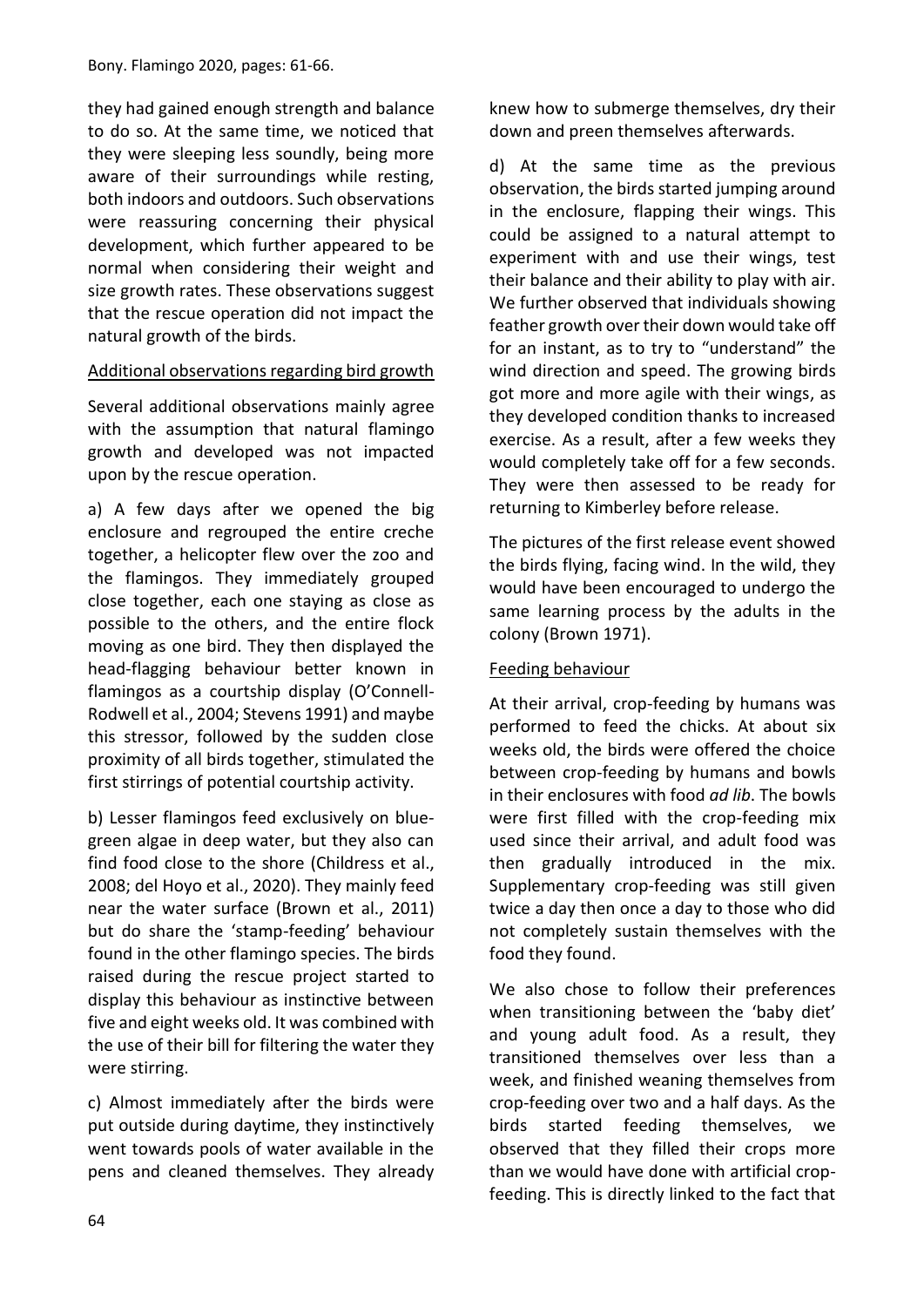they had gained enough strength and balance to do so. At the same time, we noticed that they were sleeping less soundly, being more aware of their surroundings while resting, both indoors and outdoors. Such observations were reassuring concerning their physical development, which further appeared to be normal when considering their weight and size growth rates. These observations suggest that the rescue operation did not impact the natural growth of the birds.

### Additional observations regarding bird growth

Several additional observations mainly agree with the assumption that natural flamingo growth and developed was not impacted upon by the rescue operation.

a) A few days after we opened the big enclosure and regrouped the entire creche together, a helicopter flew over the zoo and the flamingos. They immediately grouped close together, each one staying as close as possible to the others, and the entire flock moving as one bird. They then displayed the head-flagging behaviour better known in flamingos as a courtship display (O'Connell-Rodwell et al., 2004; Stevens 1991) and maybe this stressor, followed by the sudden close proximity of all birds together, stimulated the first stirrings of potential courtship activity.

b) Lesser flamingos feed exclusively on blue-green algae in deep water, but they also can find food close to the shore (Childress et al., 2008; del Hoyo et al., 2020). They mainly feed near the water surface (Brown et al., 2011) but do share the 'stamp-feeding' behaviour found in the other flamingo species. The birds raised during the rescue project started to display this behaviour as instinctive between five and eight weeks old. It was combined with the use of their bill for filtering the water they were stirring.

c) Almost immediately after the birds were put outside during daytime, they instinctively went towards pools of water available in the pens and cleaned themselves. They already knew how to submerge themselves, dry their down and preen themselves afterwards.

d) At the same time as the previous observation, the birds started jumping around in the enclosure, flapping their wings. This could be assigned to a natural attempt to experiment with and use their wings, test their balance and their ability to play with air. We further observed that individuals showing feather growth over their down would take off for an instant, as to try to "understand" the wind direction and speed. The growing birds got more and more agile with their wings, as they developed condition thanks to increased exercise. As a result, after a few weeks they would completely take off for a few seconds. They were then assessed to be ready for returning to Kimberley before release.

The pictures of the first release event showed the birds flying, facing wind. In the wild, they would have been encouraged to undergo the same learning process by the adults in the colony (Brown 1971).

### Feeding behaviour

At their arrival, crop-feeding by humans was performed to feed the chicks. At about six weeks old, the birds were offered the choice between crop-feeding by humans and bowls in their enclosures with food *ad lib*. The bowls were first filled with the crop-feeding mix used since their arrival, and adult food was then gradually introduced in the mix. Supplementary crop-feeding was still given twice a day then once a day to those who did not completely sustain themselves with the food they found.

We also chose to follow their preferences when transitioning between the 'baby diet' and young adult food. As a result, they transitioned themselves over less than a week, and finished weaning themselves from crop-feeding over two and a half days. As the birds started feeding themselves, we observed that they filled their crops more than we would have done with artificial crop-feeding. This is directly linked to the fact that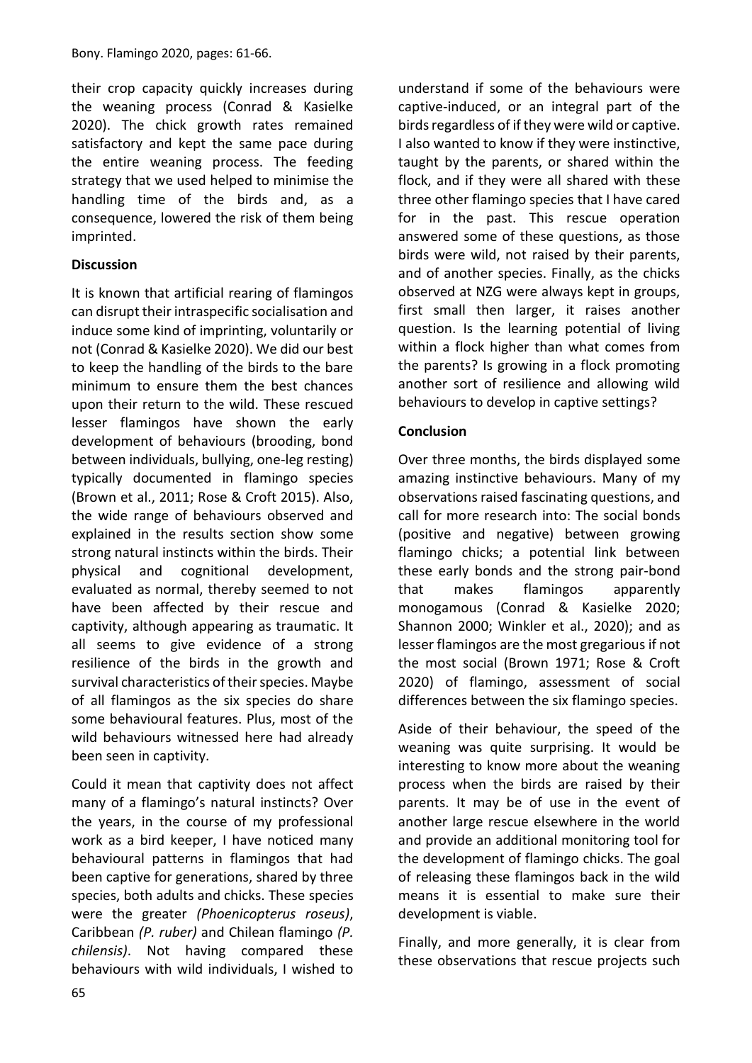their crop capacity quickly increases during the weaning process (Conrad & Kasielke 2020). The chick growth rates remained satisfactory and kept the same pace during the entire weaning process. The feeding strategy that we used helped to minimise the handling time of the birds and, as a consequence, lowered the risk of them being imprinted.

**Discussion**

It is known that artificial rearing of flamingos can disrupt their intraspecific socialisation and induce some kind of imprinting, voluntarily or not (Conrad & Kasielke 2020). We did our best to keep the handling of the birds to the bare minimum to ensure them the best chances upon their return to the wild. These rescued lesser flamingos have shown the early development of behaviours (brooding, bond between individuals, bullying, one-leg resting) typically documented in flamingo species (Brown et al., 2011; Rose & Croft 2015). Also, the wide range of behaviours observed and explained in the results section show some strong natural instincts within the birds. Their physical and cognitional development, evaluated as normal, thereby seemed to not have been affected by their rescue and captivity, although appearing as traumatic. It all seems to give evidence of a strong resilience of the birds in the growth and survival characteristics of their species. Maybe of all flamingos as the six species do share some behavioural features. Plus, most of the wild behaviours witnessed here had already been seen in captivity.

Could it mean that captivity does not affect many of a flamingo's natural instincts? Over the years, in the course of my professional work as a bird keeper, I have noticed many behavioural patterns in flamingos that had been captive for generations, shared by three species, both adults and chicks. These species were the greater *(Phoenicopterus roseus)*, Caribbean *(P. ruber)* and Chilean flamingo *(P. chilensis)*. Not having compared these behaviours with wild individuals, I wished to understand if some of the behaviours were captive-induced, or an integral part of the birds regardless of if they were wild or captive. I also wanted to know if they were instinctive, taught by the parents, or shared within the flock, and if they were all shared with these three other flamingo species that I have cared for in the past. This rescue operation answered some of these questions, as those birds were wild, not raised by their parents, and of another species. Finally, as the chicks observed at NZG were always kept in groups, first small then larger, it raises another question. Is the learning potential of living within a flock higher than what comes from the parents? Is growing in a flock promoting another sort of resilience and allowing wild behaviours to develop in captive settings?

**Conclusion**

Over three months, the birds displayed some amazing instinctive behaviours. Many of my observations raised fascinating questions, and call for more research into: The social bonds (positive and negative) between growing flamingo chicks; a potential link between these early bonds and the strong pair-bond that makes flamingos apparently monogamous (Conrad & Kasielke 2020; Shannon 2000; Winkler et al., 2020); and as lesser flamingos are the most gregarious if not the most social (Brown 1971; Rose & Croft 2020) of flamingo, assessment of social differences between the six flamingo species.

Aside of their behaviour, the speed of the weaning was quite surprising. It would be interesting to know more about the weaning process when the birds are raised by their parents. It may be of use in the event of another large rescue elsewhere in the world and provide an additional monitoring tool for the development of flamingo chicks. The goal of releasing these flamingos back in the wild means it is essential to make sure their development is viable.

Finally, and more generally, it is clear from these observations that rescue projects such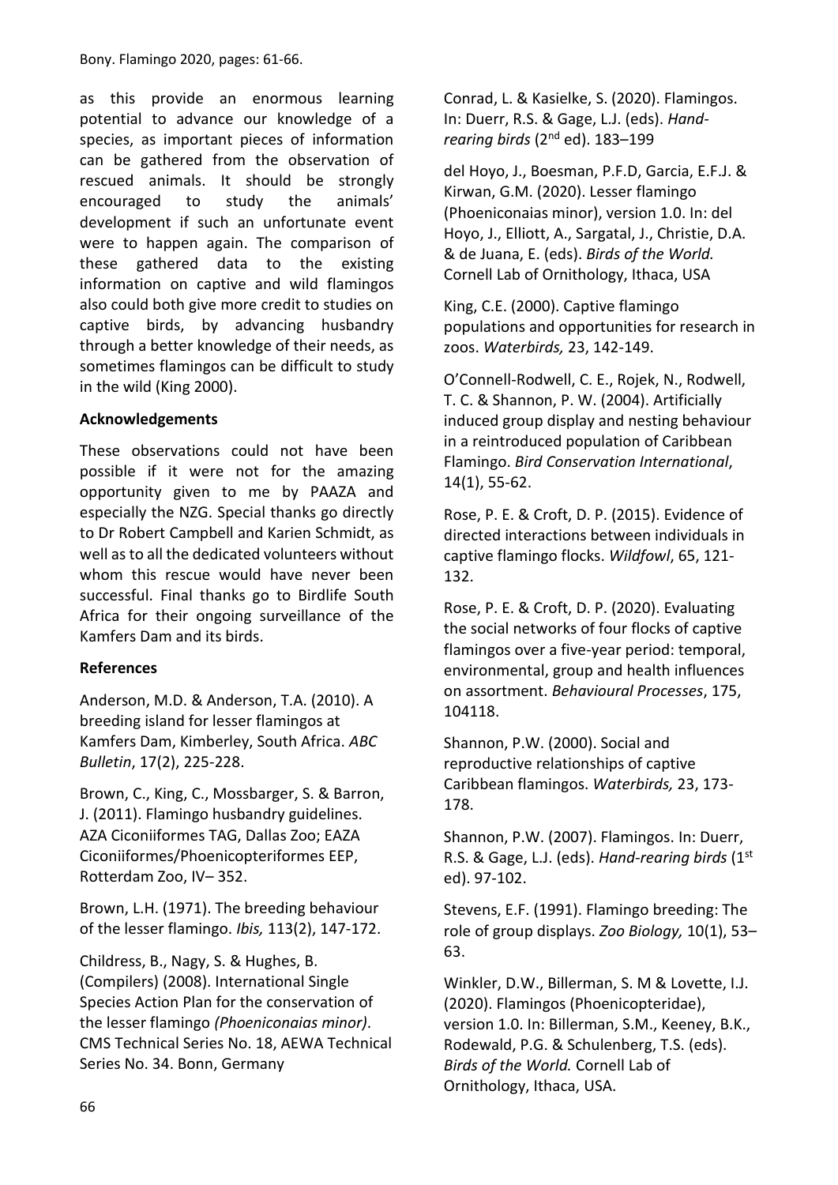as this provide an enormous learning potential to advance our knowledge of a species, as important pieces of information can be gathered from the observation of rescued animals. It should be strongly encouraged to study the animals' development if such an unfortunate event were to happen again. The comparison of these gathered data to the existing information on captive and wild flamingos also could both give more credit to studies on captive birds, by advancing husbandry through a better knowledge of their needs, as sometimes flamingos can be difficult to study in the wild (King 2000).

**Acknowledgements**

These observations could not have been possible if it were not for the amazing opportunity given to me by PAAZA and especially the NZG. Special thanks go directly to Dr Robert Campbell and Karien Schmidt, as well as to all the dedicated volunteers without whom this rescue would have never been successful. Final thanks go to Birdlife South Africa for their ongoing surveillance of the Kamfers Dam and its birds.

**References**

Anderson, M.D. & Anderson, T.A. (2010). A breeding island for lesser flamingos at Kamfers Dam, Kimberley, South Africa. *ABC Bulletin*, 17(2), 225-228.

Brown, C., King, C., Mossbarger, S. & Barron, J. (2011). Flamingo husbandry guidelines. AZA Ciconiiformes TAG, Dallas Zoo; EAZA Ciconiiformes/Phoenicopteriformes EEP, Rotterdam Zoo, IV– 352.

Brown, L.H. (1971). The breeding behaviour of the lesser flamingo. *Ibis,* 113(2), 147-172.

Childress, B., Nagy, S. & Hughes, B. (Compilers) (2008). International Single Species Action Plan for the conservation of the lesser flamingo *(Phoeniconaias minor)*. CMS Technical Series No. 18, AEWA Technical Series No. 34. Bonn, Germany

Conrad, L. & Kasielke, S. (2020). Flamingos. In: Duerr, R.S. & Gage, L.J. (eds). *Hand-rearing birds* (2nd ed). 183–199

del Hoyo, J., Boesman, P.F.D, Garcia, E.F.J. & Kirwan, G.M. (2020). Lesser flamingo (Phoeniconaias minor), version 1.0. In: del Hoyo, J., Elliott, A., Sargatal, J., Christie, D.A. & de Juana, E. (eds). *Birds of the World.* Cornell Lab of Ornithology, Ithaca, USA

King, C.E. (2000). Captive flamingo populations and opportunities for research in zoos. *Waterbirds,* 23, 142-149.

O'Connell-Rodwell, C. E., Rojek, N., Rodwell, T. C. & Shannon, P. W. (2004). Artificially induced group display and nesting behaviour in a reintroduced population of Caribbean Flamingo. *Bird Conservation International*, 14(1), 55-62.

Rose, P. E. & Croft, D. P. (2015). Evidence of directed interactions between individuals in captive flamingo flocks. *Wildfowl*, 65, 121-132.

Rose, P. E. & Croft, D. P. (2020). Evaluating the social networks of four flocks of captive flamingos over a five-year period: temporal, environmental, group and health influences on assortment. *Behavioural Processes*, 175, 104118.

Shannon, P.W. (2000). Social and reproductive relationships of captive Caribbean flamingos. *Waterbirds,* 23, 173-178.

Shannon, P.W. (2007). Flamingos. In: Duerr, R.S. & Gage, L.J. (eds). *Hand-rearing birds* (1st ed). 97-102.

Stevens, E.F. (1991). Flamingo breeding: The role of group displays. *Zoo Biology,* 10(1), 53–63.

Winkler, D.W., Billerman, S. M & Lovette, I.J. (2020). Flamingos (Phoenicopteridae), version 1.0. In: Billerman, S.M., Keeney, B.K., Rodewald, P.G. & Schulenberg, T.S. (eds). *Birds of the World.* Cornell Lab of Ornithology, Ithaca, USA.